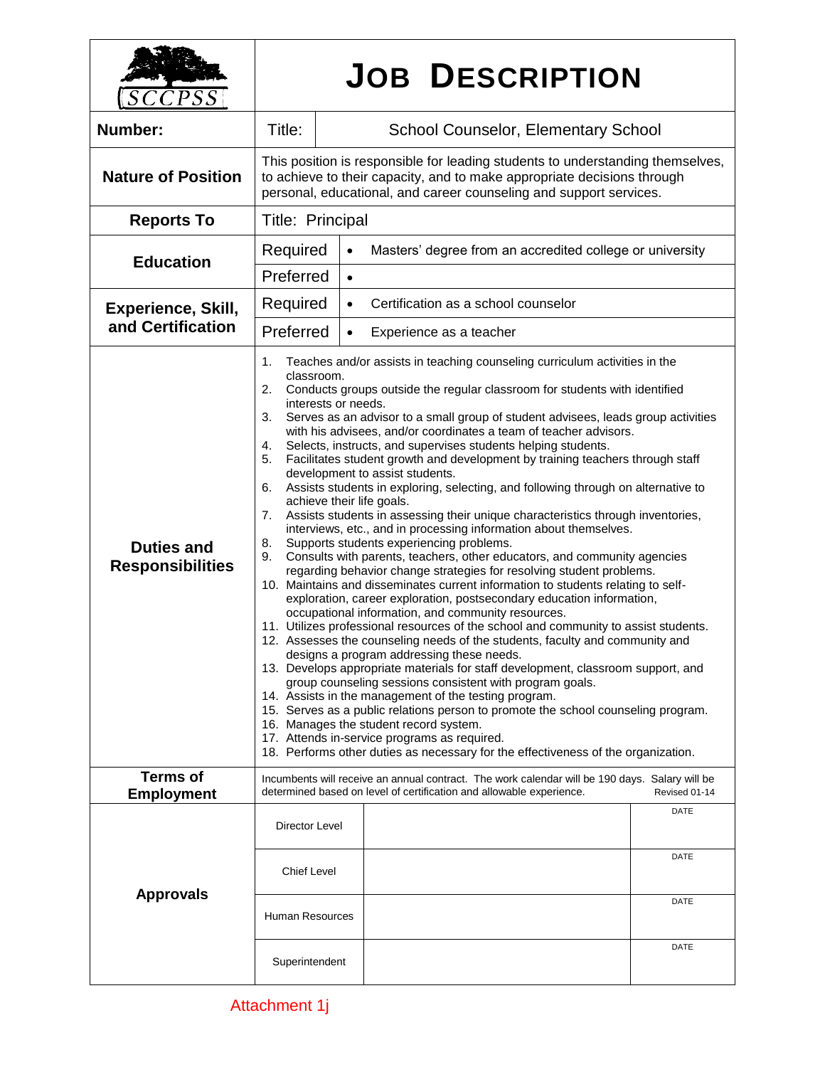SCCPSS

# JOB DESCRIPTION

| | | |
|---|---|---|
| **Number:** | Title: | School Counselor, Elementary School |
| **Nature of Position** | This position is responsible for leading students to understanding themselves, to achieve to their capacity, and to make appropriate decisions through personal, educational, and career counseling and support services. | |
| **Reports To** | Title: Principal | |
| **Education** | Required | • Masters' degree from an accredited college or university |
| | Preferred | • |
| **Experience, Skill, and Certification** | Required | • Certification as a school counselor |
| | Preferred | • Experience as a teacher |

**Duties and Responsibilities**

1. Teaches and/or assists in teaching counseling curriculum activities in the classroom.
2. Conducts groups outside the regular classroom for students with identified interests or needs.
3. Serves as an advisor to a small group of student advisees, leads group activities with his advisees, and/or coordinates a team of teacher advisors.
4. Selects, instructs, and supervises students helping students.
5. Facilitates student growth and development by training teachers through staff development to assist students.
6. Assists students in exploring, selecting, and following through on alternative to achieve their life goals.
7. Assists students in assessing their unique characteristics through inventories, interviews, etc., and in processing information about themselves.
8. Supports students experiencing problems.
9. Consults with parents, teachers, other educators, and community agencies regarding behavior change strategies for resolving student problems.
10. Maintains and disseminates current information to students relating to self-exploration, career exploration, postsecondary education information, occupational information, and community resources.
11. Utilizes professional resources of the school and community to assist students.
12. Assesses the counseling needs of the students, faculty and community and designs a program addressing these needs.
13. Develops appropriate materials for staff development, classroom support, and group counseling sessions consistent with program goals.
14. Assists in the management of the testing program.
15. Serves as a public relations person to promote the school counseling program.
16. Manages the student record system.
17. Attends in-service programs as required.
18. Performs other duties as necessary for the effectiveness of the organization.

**Terms of Employment**

Incumbents will receive an annual contract. The work calendar will be 190 days. Salary will be determined based on level of certification and allowable experience. Revised 01-14

**Approvals**

| Level | Signature | DATE |
|---|---|---|
| Director Level | | |
| Chief Level | | |
| Human Resources | | |
| Superintendent | | |

Attachment 1j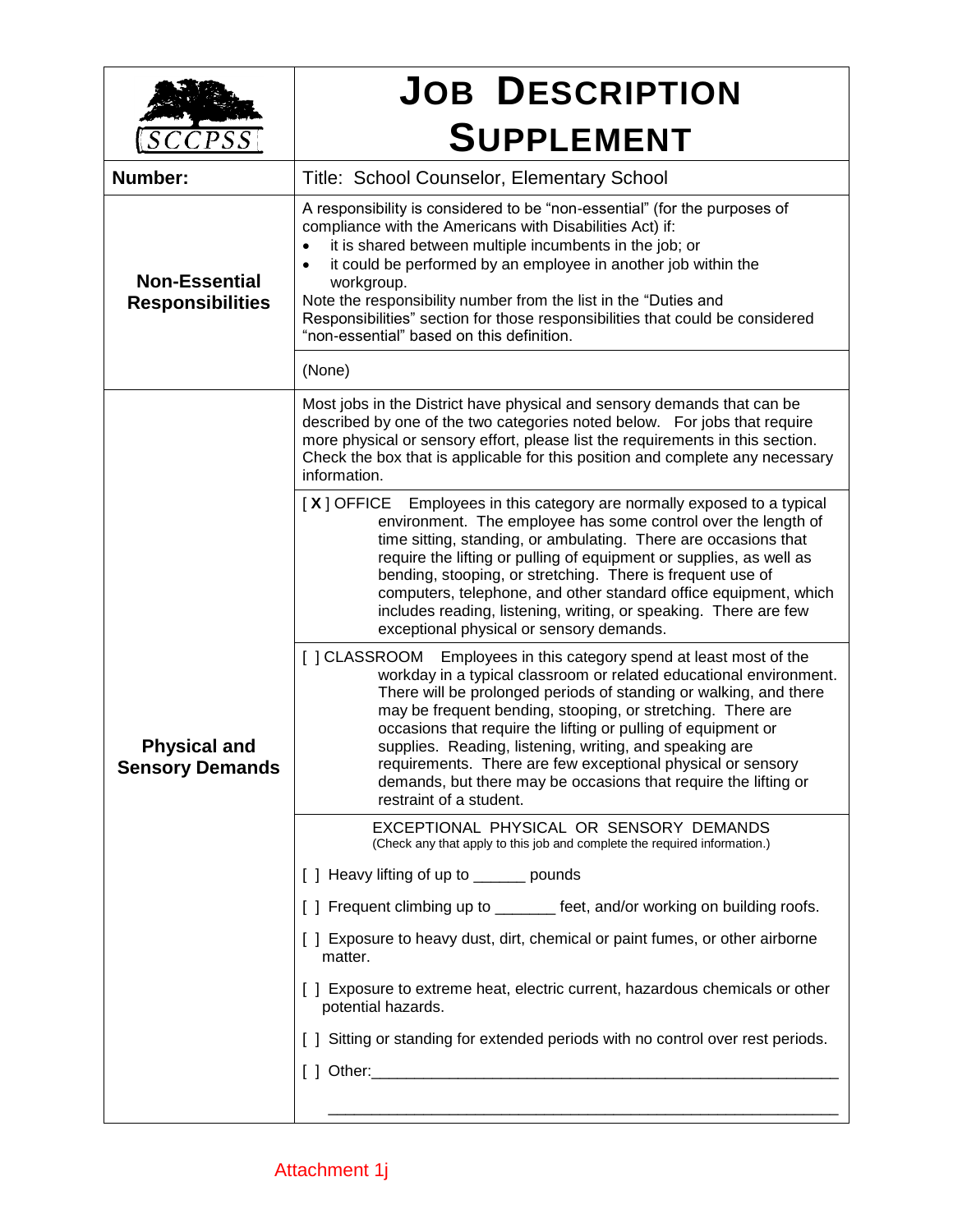| SCCPSS | JOB DESCRIPTION SUPPLEMENT |
|---|---|
| **Number:** | Title: School Counselor, Elementary School |
| **Non-Essential Responsibilities** | A responsibility is considered to be "non-essential" (for the purposes of compliance with the Americans with Disabilities Act) if:<br>• it is shared between multiple incumbents in the job; or<br>• it could be performed by an employee in another job within the workgroup.<br>Note the responsibility number from the list in the "Duties and Responsibilities" section for those responsibilities that could be considered "non-essential" based on this definition. |
| | (None) |
| **Physical and Sensory Demands** | Most jobs in the District have physical and sensory demands that can be described by one of the two categories noted below. For jobs that require more physical or sensory effort, please list the requirements in this section. Check the box that is applicable for this position and complete any necessary information. |
| | [ X ] OFFICE Employees in this category are normally exposed to a typical environment. The employee has some control over the length of time sitting, standing, or ambulating. There are occasions that require the lifting or pulling of equipment or supplies, as well as bending, stooping, or stretching. There is frequent use of computers, telephone, and other standard office equipment, which includes reading, listening, writing, or speaking. There are few exceptional physical or sensory demands. |
| | [ ] CLASSROOM Employees in this category spend at least most of the workday in a typical classroom or related educational environment. There will be prolonged periods of standing or walking, and there may be frequent bending, stooping, or stretching. There are occasions that require the lifting or pulling of equipment or supplies. Reading, listening, writing, and speaking are requirements. There are few exceptional physical or sensory demands, but there may be occasions that require the lifting or restraint of a student. |
| | EXCEPTIONAL PHYSICAL OR SENSORY DEMANDS<br>(Check any that apply to this job and complete the required information.)<br>[ ] Heavy lifting of up to ______ pounds<br>[ ] Frequent climbing up to _______ feet, and/or working on building roofs.<br>[ ] Exposure to heavy dust, dirt, chemical or paint fumes, or other airborne matter.<br>[ ] Exposure to extreme heat, electric current, hazardous chemicals or other potential hazards.<br>[ ] Sitting or standing for extended periods with no control over rest periods.<br>[ ] Other:_______________________________________________________<br>_______________________________________________________ |

Attachment 1j